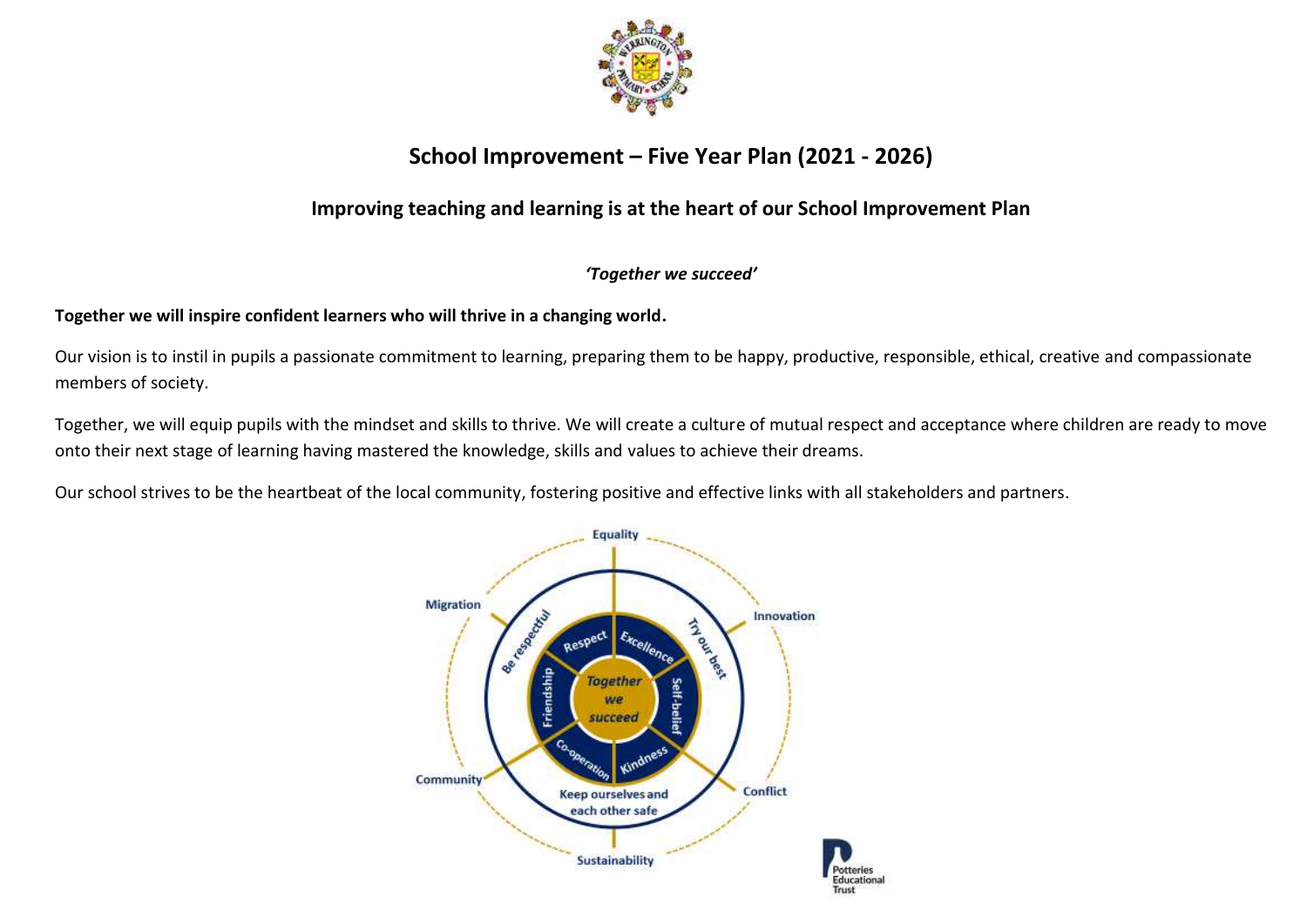# School Improvement – Five Year Plan (2021 - 2026)

## Improving teaching and learning is at the heart of our School Improvement Plan

*'Together we succeed'*

**Together we will inspire confident learners who will thrive in a changing world.**

Our vision is to instil in pupils a passionate commitment to learning, preparing them to be happy, productive, responsible, ethical, creative and compassionate members of society.

Together, we will equip pupils with the mindset and skills to thrive. We will create a culture of mutual respect and acceptance where children are ready to move onto their next stage of learning having mastered the knowledge, skills and values to achieve their dreams.

Our school strives to be the heartbeat of the local community, fostering positive and effective links with all stakeholders and partners.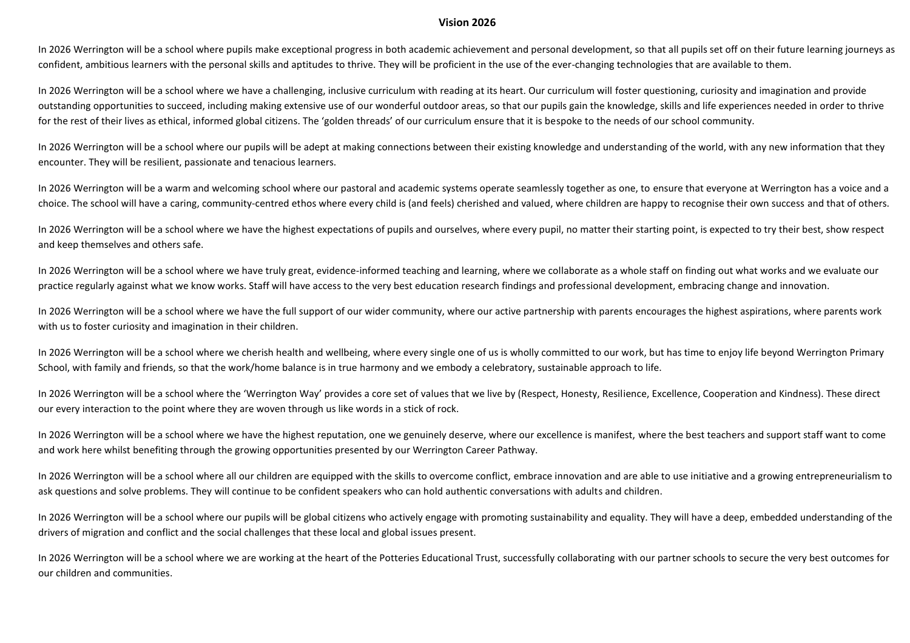# Vision 2026

In 2026 Werrington will be a school where pupils make exceptional progress in both academic achievement and personal development, so that all pupils set off on their future learning journeys as confident, ambitious learners with the personal skills and aptitudes to thrive. They will be proficient in the use of the ever-changing technologies that are available to them.

In 2026 Werrington will be a school where we have a challenging, inclusive curriculum with reading at its heart. Our curriculum will foster questioning, curiosity and imagination and provide outstanding opportunities to succeed, including making extensive use of our wonderful outdoor areas, so that our pupils gain the knowledge, skills and life experiences needed in order to thrive for the rest of their lives as ethical, informed global citizens. The 'golden threads' of our curriculum ensure that it is bespoke to the needs of our school community.

In 2026 Werrington will be a school where our pupils will be adept at making connections between their existing knowledge and understanding of the world, with any new information that they encounter. They will be resilient, passionate and tenacious learners.

In 2026 Werrington will be a warm and welcoming school where our pastoral and academic systems operate seamlessly together as one, to ensure that everyone at Werrington has a voice and a choice. The school will have a caring, community-centred ethos where every child is (and feels) cherished and valued, where children are happy to recognise their own success and that of others.

In 2026 Werrington will be a school where we have the highest expectations of pupils and ourselves, where every pupil, no matter their starting point, is expected to try their best, show respect and keep themselves and others safe.

In 2026 Werrington will be a school where we have truly great, evidence-informed teaching and learning, where we collaborate as a whole staff on finding out what works and we evaluate our practice regularly against what we know works. Staff will have access to the very best education research findings and professional development, embracing change and innovation.

In 2026 Werrington will be a school where we have the full support of our wider community, where our active partnership with parents encourages the highest aspirations, where parents work with us to foster curiosity and imagination in their children.

In 2026 Werrington will be a school where we cherish health and wellbeing, where every single one of us is wholly committed to our work, but has time to enjoy life beyond Werrington Primary School, with family and friends, so that the work/home balance is in true harmony and we embody a celebratory, sustainable approach to life.

In 2026 Werrington will be a school where the 'Werrington Way' provides a core set of values that we live by (Respect, Honesty, Resilience, Excellence, Cooperation and Kindness). These direct our every interaction to the point where they are woven through us like words in a stick of rock.

In 2026 Werrington will be a school where we have the highest reputation, one we genuinely deserve, where our excellence is manifest, where the best teachers and support staff want to come and work here whilst benefiting through the growing opportunities presented by our Werrington Career Pathway.

In 2026 Werrington will be a school where all our children are equipped with the skills to overcome conflict, embrace innovation and are able to use initiative and a growing entrepreneurialism to ask questions and solve problems. They will continue to be confident speakers who can hold authentic conversations with adults and children.

In 2026 Werrington will be a school where our pupils will be global citizens who actively engage with promoting sustainability and equality. They will have a deep, embedded understanding of the drivers of migration and conflict and the social challenges that these local and global issues present.

In 2026 Werrington will be a school where we are working at the heart of the Potteries Educational Trust, successfully collaborating with our partner schools to secure the very best outcomes for our children and communities.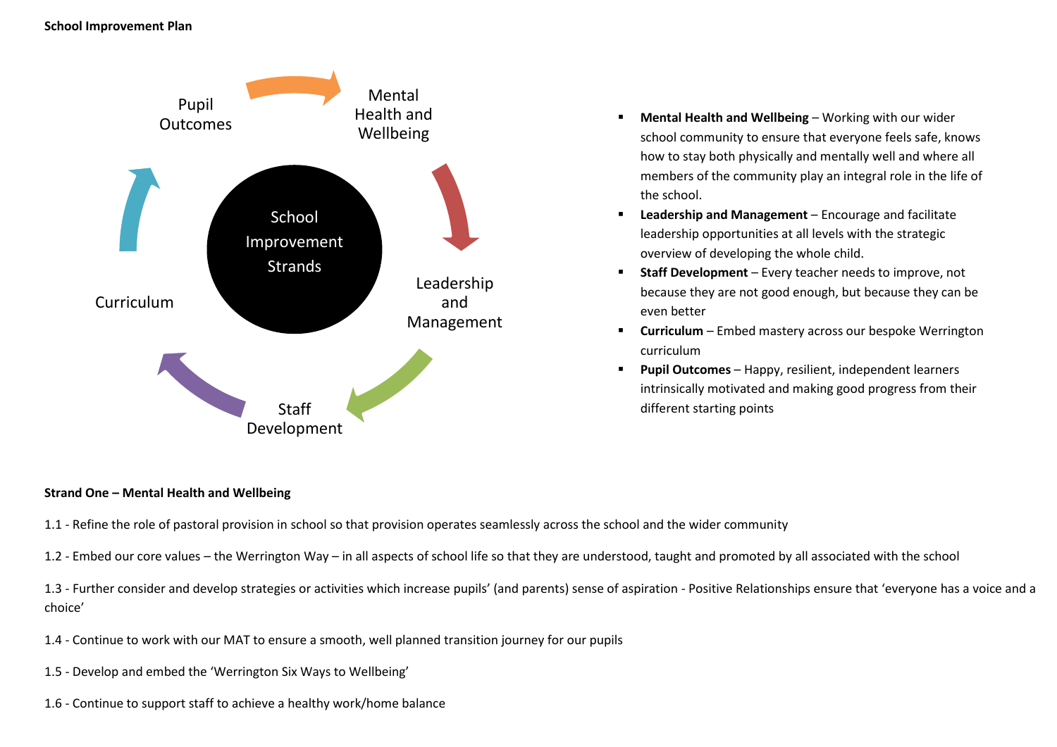**School Improvement Plan**

School Improvement Strands

Pupil Outcomes → Mental Health and Wellbeing → Leadership and Management → Staff Development → Curriculum → Pupil Outcomes

- **Mental Health and Wellbeing** – Working with our wider school community to ensure that everyone feels safe, knows how to stay both physically and mentally well and where all members of the community play an integral role in the life of the school.
- **Leadership and Management** – Encourage and facilitate leadership opportunities at all levels with the strategic overview of developing the whole child.
- **Staff Development** – Every teacher needs to improve, not because they are not good enough, but because they can be even better
- **Curriculum** – Embed mastery across our bespoke Werrington curriculum
- **Pupil Outcomes** – Happy, resilient, independent learners intrinsically motivated and making good progress from their different starting points

**Strand One – Mental Health and Wellbeing**

1.1 - Refine the role of pastoral provision in school so that provision operates seamlessly across the school and the wider community

1.2 - Embed our core values – the Werrington Way – in all aspects of school life so that they are understood, taught and promoted by all associated with the school

1.3 - Further consider and develop strategies or activities which increase pupils' (and parents) sense of aspiration - Positive Relationships ensure that 'everyone has a voice and a choice'

1.4 - Continue to work with our MAT to ensure a smooth, well planned transition journey for our pupils

1.5 - Develop and embed the 'Werrington Six Ways to Wellbeing'

1.6 - Continue to support staff to achieve a healthy work/home balance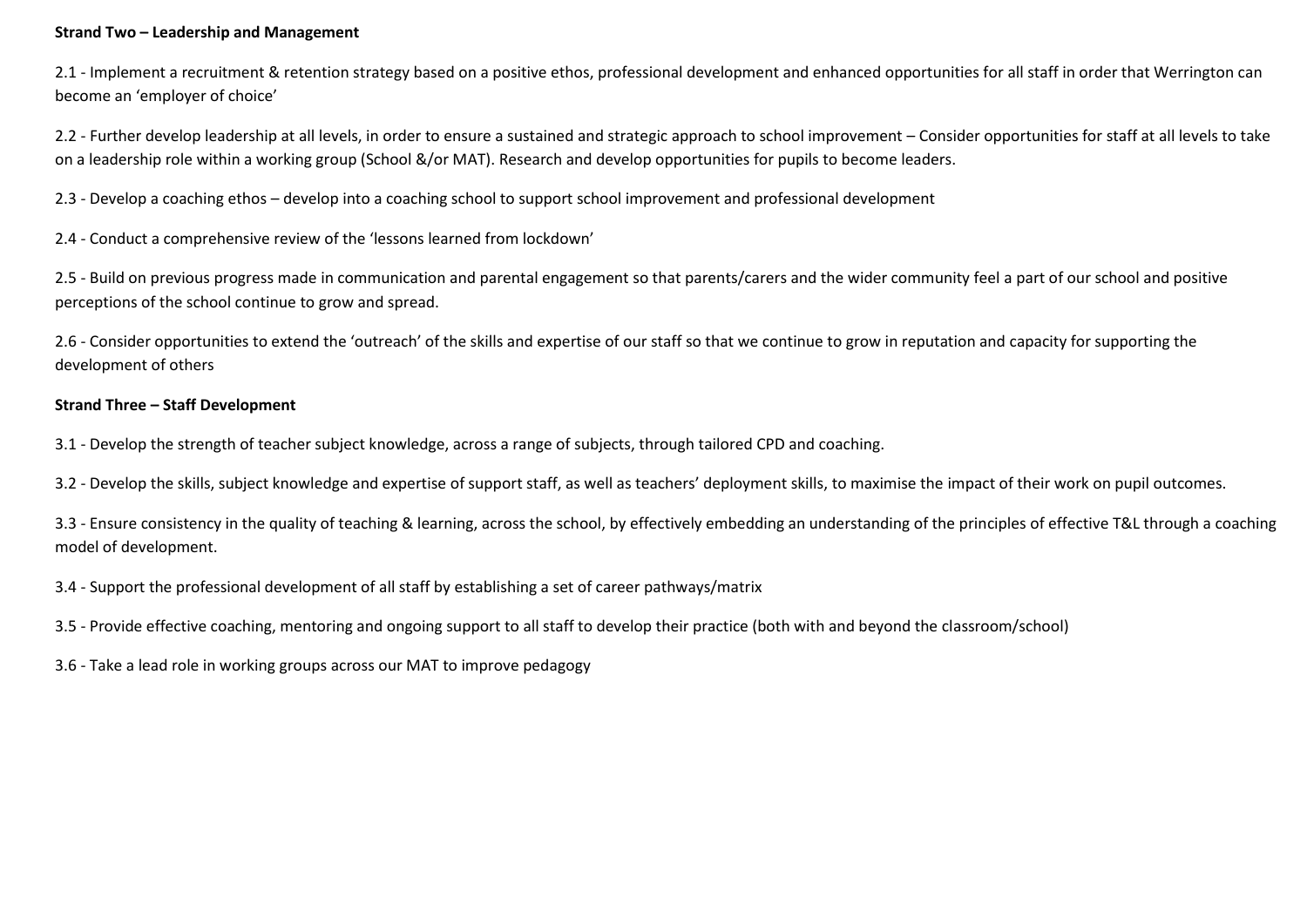**Strand Two – Leadership and Management**

2.1 - Implement a recruitment & retention strategy based on a positive ethos, professional development and enhanced opportunities for all staff in order that Werrington can become an 'employer of choice'

2.2 - Further develop leadership at all levels, in order to ensure a sustained and strategic approach to school improvement – Consider opportunities for staff at all levels to take on a leadership role within a working group (School &/or MAT). Research and develop opportunities for pupils to become leaders.

2.3 - Develop a coaching ethos – develop into a coaching school to support school improvement and professional development

2.4 - Conduct a comprehensive review of the 'lessons learned from lockdown'

2.5 - Build on previous progress made in communication and parental engagement so that parents/carers and the wider community feel a part of our school and positive perceptions of the school continue to grow and spread.

2.6 - Consider opportunities to extend the 'outreach' of the skills and expertise of our staff so that we continue to grow in reputation and capacity for supporting the development of others

**Strand Three – Staff Development**

3.1 - Develop the strength of teacher subject knowledge, across a range of subjects, through tailored CPD and coaching.

3.2 - Develop the skills, subject knowledge and expertise of support staff, as well as teachers' deployment skills, to maximise the impact of their work on pupil outcomes.

3.3 - Ensure consistency in the quality of teaching & learning, across the school, by effectively embedding an understanding of the principles of effective T&L through a coaching model of development.

3.4 - Support the professional development of all staff by establishing a set of career pathways/matrix

3.5 - Provide effective coaching, mentoring and ongoing support to all staff to develop their practice (both with and beyond the classroom/school)

3.6 - Take a lead role in working groups across our MAT to improve pedagogy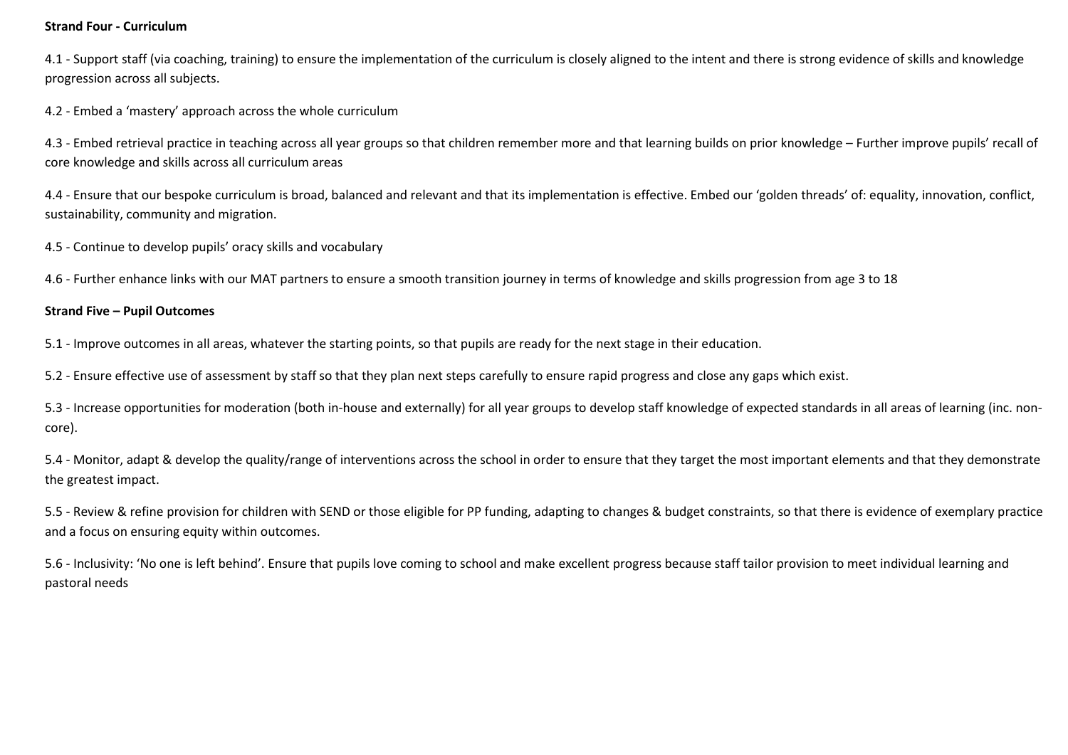**Strand Four - Curriculum**

4.1 - Support staff (via coaching, training) to ensure the implementation of the curriculum is closely aligned to the intent and there is strong evidence of skills and knowledge progression across all subjects.

4.2 - Embed a 'mastery' approach across the whole curriculum

4.3 - Embed retrieval practice in teaching across all year groups so that children remember more and that learning builds on prior knowledge – Further improve pupils' recall of core knowledge and skills across all curriculum areas

4.4 - Ensure that our bespoke curriculum is broad, balanced and relevant and that its implementation is effective. Embed our 'golden threads' of: equality, innovation, conflict, sustainability, community and migration.

4.5 - Continue to develop pupils' oracy skills and vocabulary

4.6 - Further enhance links with our MAT partners to ensure a smooth transition journey in terms of knowledge and skills progression from age 3 to 18

**Strand Five – Pupil Outcomes**

5.1 - Improve outcomes in all areas, whatever the starting points, so that pupils are ready for the next stage in their education.

5.2 - Ensure effective use of assessment by staff so that they plan next steps carefully to ensure rapid progress and close any gaps which exist.

5.3 - Increase opportunities for moderation (both in-house and externally) for all year groups to develop staff knowledge of expected standards in all areas of learning (inc. non-core).

5.4 - Monitor, adapt & develop the quality/range of interventions across the school in order to ensure that they target the most important elements and that they demonstrate the greatest impact.

5.5 - Review & refine provision for children with SEND or those eligible for PP funding, adapting to changes & budget constraints, so that there is evidence of exemplary practice and a focus on ensuring equity within outcomes.

5.6 - Inclusivity: 'No one is left behind'. Ensure that pupils love coming to school and make excellent progress because staff tailor provision to meet individual learning and pastoral needs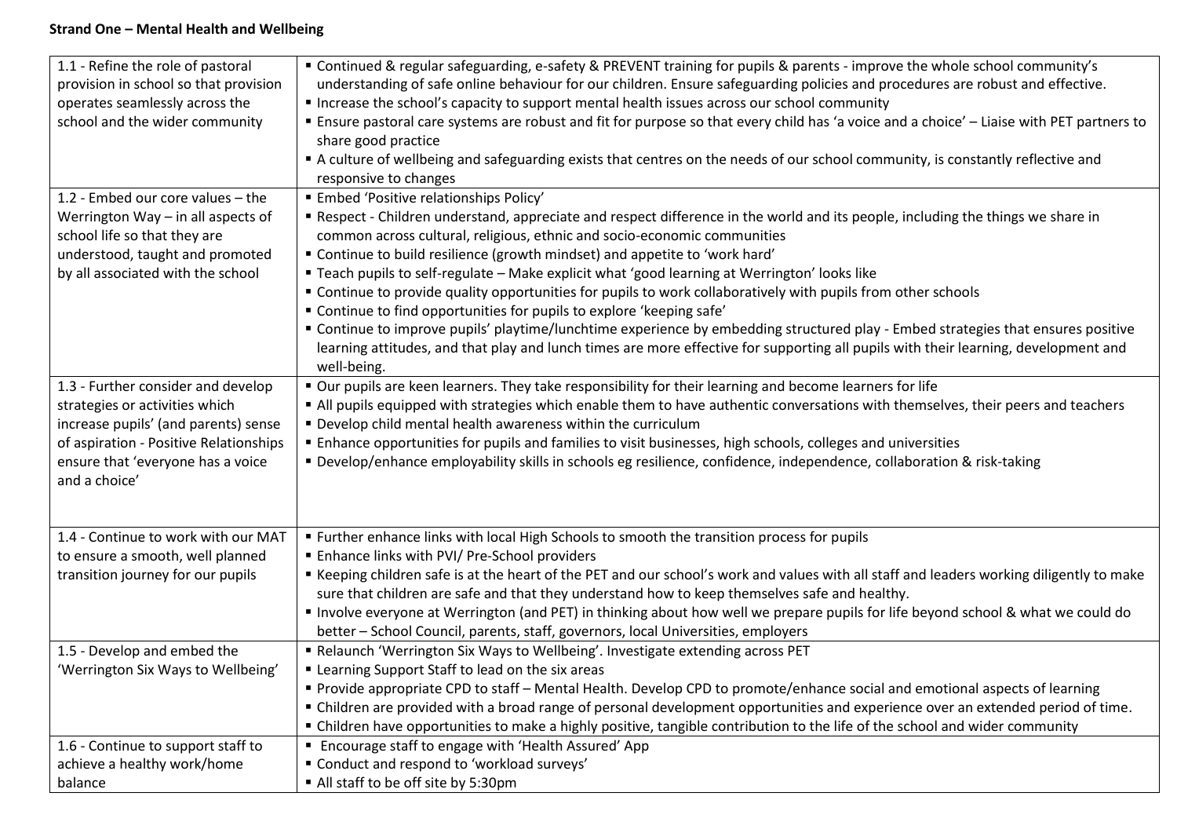**Strand One – Mental Health and Wellbeing**

| | |
|---|---|
| 1.1 - Refine the role of pastoral provision in school so that provision operates seamlessly across the school and the wider community | ▪ Continued & regular safeguarding, e-safety & PREVENT training for pupils & parents - improve the whole school community's understanding of safe online behaviour for our children. Ensure safeguarding policies and procedures are robust and effective.<br>▪ Increase the school's capacity to support mental health issues across our school community<br>▪ Ensure pastoral care systems are robust and fit for purpose so that every child has 'a voice and a choice' – Liaise with PET partners to share good practice<br>▪ A culture of wellbeing and safeguarding exists that centres on the needs of our school community, is constantly reflective and responsive to changes |
| 1.2 - Embed our core values – the Werrington Way – in all aspects of school life so that they are understood, taught and promoted by all associated with the school | ▪ Embed 'Positive relationships Policy'<br>▪ Respect - Children understand, appreciate and respect difference in the world and its people, including the things we share in common across cultural, religious, ethnic and socio-economic communities<br>▪ Continue to build resilience (growth mindset) and appetite to 'work hard'<br>▪ Teach pupils to self-regulate – Make explicit what 'good learning at Werrington' looks like<br>▪ Continue to provide quality opportunities for pupils to work collaboratively with pupils from other schools<br>▪ Continue to find opportunities for pupils to explore 'keeping safe'<br>▪ Continue to improve pupils' playtime/lunchtime experience by embedding structured play - Embed strategies that ensures positive learning attitudes, and that play and lunch times are more effective for supporting all pupils with their learning, development and well-being. |
| 1.3 - Further consider and develop strategies or activities which increase pupils' (and parents) sense of aspiration - Positive Relationships ensure that 'everyone has a voice and a choice' | ▪ Our pupils are keen learners. They take responsibility for their learning and become learners for life<br>▪ All pupils equipped with strategies which enable them to have authentic conversations with themselves, their peers and teachers<br>▪ Develop child mental health awareness within the curriculum<br>▪ Enhance opportunities for pupils and families to visit businesses, high schools, colleges and universities<br>▪ Develop/enhance employability skills in schools eg resilience, confidence, independence, collaboration & risk-taking |
| 1.4 - Continue to work with our MAT to ensure a smooth, well planned transition journey for our pupils | ▪ Further enhance links with local High Schools to smooth the transition process for pupils<br>▪ Enhance links with PVI/ Pre-School providers<br>▪ Keeping children safe is at the heart of the PET and our school's work and values with all staff and leaders working diligently to make sure that children are safe and that they understand how to keep themselves safe and healthy.<br>▪ Involve everyone at Werrington (and PET) in thinking about how well we prepare pupils for life beyond school & what we could do better – School Council, parents, staff, governors, local Universities, employers |
| 1.5 - Develop and embed the 'Werrington Six Ways to Wellbeing' | ▪ Relaunch 'Werrington Six Ways to Wellbeing'. Investigate extending across PET<br>▪ Learning Support Staff to lead on the six areas<br>▪ Provide appropriate CPD to staff – Mental Health. Develop CPD to promote/enhance social and emotional aspects of learning<br>▪ Children are provided with a broad range of personal development opportunities and experience over an extended period of time.<br>▪ Children have opportunities to make a highly positive, tangible contribution to the life of the school and wider community |
| 1.6 - Continue to support staff to achieve a healthy work/home balance | ▪ Encourage staff to engage with 'Health Assured' App<br>▪ Conduct and respond to 'workload surveys'<br>▪ All staff to be off site by 5:30pm |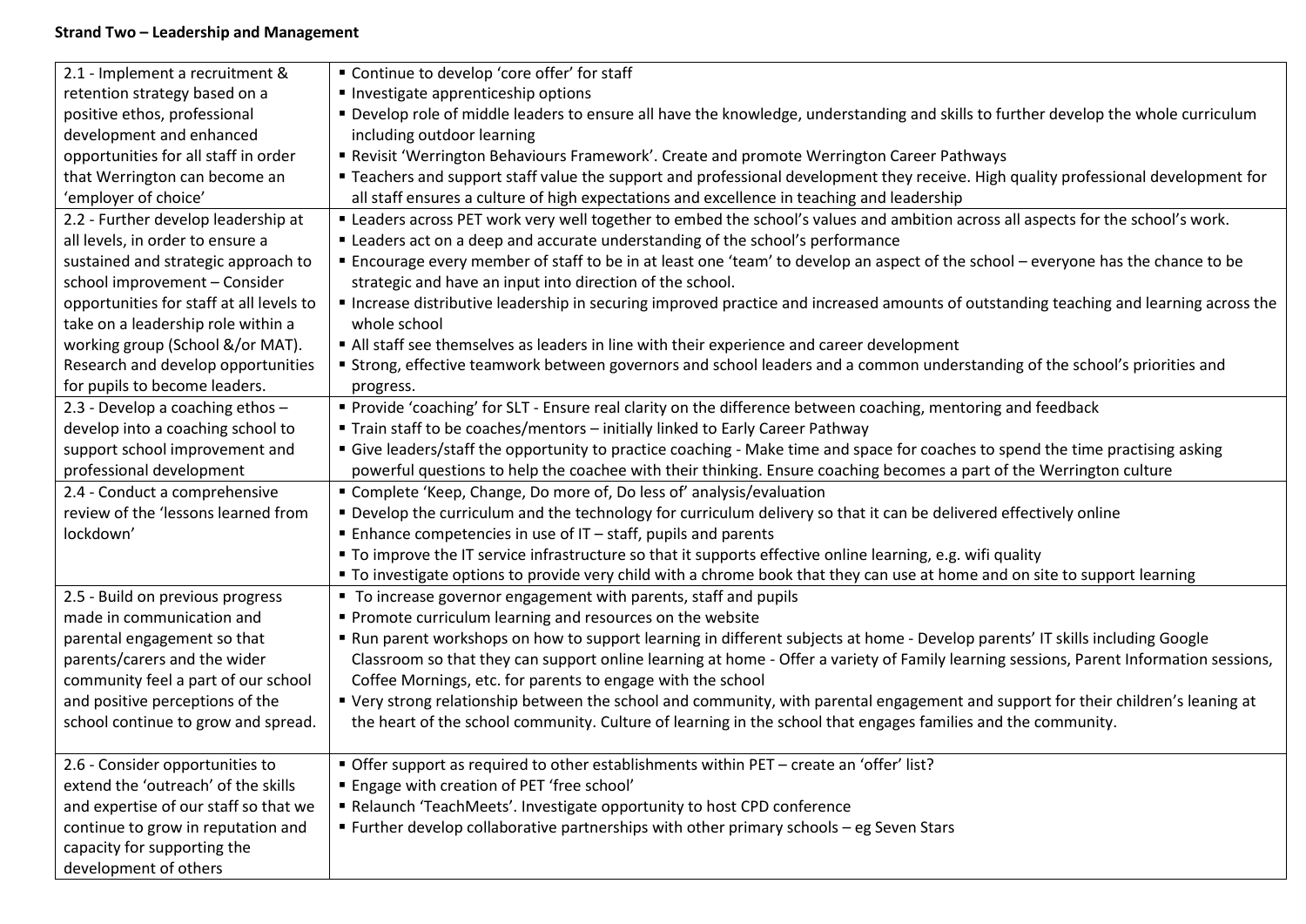**Strand Two – Leadership and Management**

| | |
|---|---|
| 2.1 - Implement a recruitment & retention strategy based on a positive ethos, professional development and enhanced opportunities for all staff in order that Werrington can become an 'employer of choice' | ▪ Continue to develop 'core offer' for staff<br>▪ Investigate apprenticeship options<br>▪ Develop role of middle leaders to ensure all have the knowledge, understanding and skills to further develop the whole curriculum including outdoor learning<br>▪ Revisit 'Werrington Behaviours Framework'. Create and promote Werrington Career Pathways<br>▪ Teachers and support staff value the support and professional development they receive. High quality professional development for all staff ensures a culture of high expectations and excellence in teaching and leadership |
| 2.2 - Further develop leadership at all levels, in order to ensure a sustained and strategic approach to school improvement – Consider opportunities for staff at all levels to take on a leadership role within a working group (School &/or MAT). Research and develop opportunities for pupils to become leaders. | ▪ Leaders across PET work very well together to embed the school's values and ambition across all aspects for the school's work.<br>▪ Leaders act on a deep and accurate understanding of the school's performance<br>▪ Encourage every member of staff to be in at least one 'team' to develop an aspect of the school – everyone has the chance to be strategic and have an input into direction of the school.<br>▪ Increase distributive leadership in securing improved practice and increased amounts of outstanding teaching and learning across the whole school<br>▪ All staff see themselves as leaders in line with their experience and career development<br>▪ Strong, effective teamwork between governors and school leaders and a common understanding of the school's priorities and progress. |
| 2.3 - Develop a coaching ethos – develop into a coaching school to support school improvement and professional development | ▪ Provide 'coaching' for SLT - Ensure real clarity on the difference between coaching, mentoring and feedback<br>▪ Train staff to be coaches/mentors – initially linked to Early Career Pathway<br>▪ Give leaders/staff the opportunity to practice coaching - Make time and space for coaches to spend the time practising asking powerful questions to help the coachee with their thinking. Ensure coaching becomes a part of the Werrington culture |
| 2.4 - Conduct a comprehensive review of the 'lessons learned from lockdown' | ▪ Complete 'Keep, Change, Do more of, Do less of' analysis/evaluation<br>▪ Develop the curriculum and the technology for curriculum delivery so that it can be delivered effectively online<br>▪ Enhance competencies in use of IT – staff, pupils and parents<br>▪ To improve the IT service infrastructure so that it supports effective online learning, e.g. wifi quality<br>▪ To investigate options to provide very child with a chrome book that they can use at home and on site to support learning |
| 2.5 - Build on previous progress made in communication and parental engagement so that parents/carers and the wider community feel a part of our school and positive perceptions of the school continue to grow and spread. | ▪ To increase governor engagement with parents, staff and pupils<br>▪ Promote curriculum learning and resources on the website<br>▪ Run parent workshops on how to support learning in different subjects at home - Develop parents' IT skills including Google Classroom so that they can support online learning at home - Offer a variety of Family learning sessions, Parent Information sessions, Coffee Mornings, etc. for parents to engage with the school<br>▪ Very strong relationship between the school and community, with parental engagement and support for their children's leaning at the heart of the school community. Culture of learning in the school that engages families and the community. |
| 2.6 - Consider opportunities to extend the 'outreach' of the skills and expertise of our staff so that we continue to grow in reputation and capacity for supporting the development of others | ▪ Offer support as required to other establishments within PET – create an 'offer' list?<br>▪ Engage with creation of PET 'free school'<br>▪ Relaunch 'TeachMeets'. Investigate opportunity to host CPD conference<br>▪ Further develop collaborative partnerships with other primary schools – eg Seven Stars |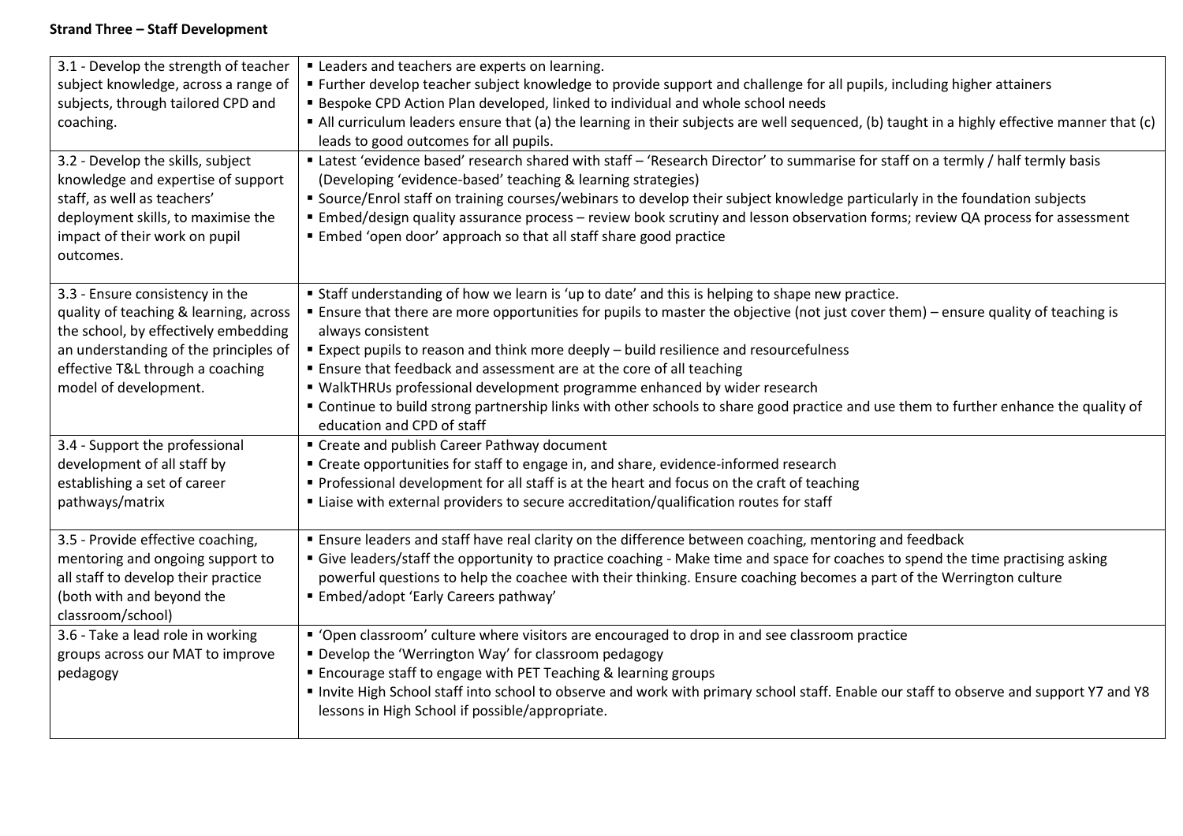**Strand Three – Staff Development**

| | |
|---|---|
| 3.1 - Develop the strength of teacher subject knowledge, across a range of subjects, through tailored CPD and coaching. | ▪ Leaders and teachers are experts on learning.<br>▪ Further develop teacher subject knowledge to provide support and challenge for all pupils, including higher attainers<br>▪ Bespoke CPD Action Plan developed, linked to individual and whole school needs<br>▪ All curriculum leaders ensure that (a) the learning in their subjects are well sequenced, (b) taught in a highly effective manner that (c) leads to good outcomes for all pupils. |
| 3.2 - Develop the skills, subject knowledge and expertise of support staff, as well as teachers' deployment skills, to maximise the impact of their work on pupil outcomes. | ▪ Latest 'evidence based' research shared with staff – 'Research Director' to summarise for staff on a termly / half termly basis (Developing 'evidence-based' teaching & learning strategies)<br>▪ Source/Enrol staff on training courses/webinars to develop their subject knowledge particularly in the foundation subjects<br>▪ Embed/design quality assurance process – review book scrutiny and lesson observation forms; review QA process for assessment<br>▪ Embed 'open door' approach so that all staff share good practice |
| 3.3 - Ensure consistency in the quality of teaching & learning, across the school, by effectively embedding an understanding of the principles of effective T&L through a coaching model of development. | ▪ Staff understanding of how we learn is 'up to date' and this is helping to shape new practice.<br>▪ Ensure that there are more opportunities for pupils to master the objective (not just cover them) – ensure quality of teaching is always consistent<br>▪ Expect pupils to reason and think more deeply – build resilience and resourcefulness<br>▪ Ensure that feedback and assessment are at the core of all teaching<br>▪ WalkTHRUs professional development programme enhanced by wider research<br>▪ Continue to build strong partnership links with other schools to share good practice and use them to further enhance the quality of education and CPD of staff |
| 3.4 - Support the professional development of all staff by establishing a set of career pathways/matrix | ▪ Create and publish Career Pathway document<br>▪ Create opportunities for staff to engage in, and share, evidence-informed research<br>▪ Professional development for all staff is at the heart and focus on the craft of teaching<br>▪ Liaise with external providers to secure accreditation/qualification routes for staff |
| 3.5 - Provide effective coaching, mentoring and ongoing support to all staff to develop their practice (both with and beyond the classroom/school) | ▪ Ensure leaders and staff have real clarity on the difference between coaching, mentoring and feedback<br>▪ Give leaders/staff the opportunity to practice coaching - Make time and space for coaches to spend the time practising asking powerful questions to help the coachee with their thinking. Ensure coaching becomes a part of the Werrington culture<br>▪ Embed/adopt 'Early Careers pathway' |
| 3.6 - Take a lead role in working groups across our MAT to improve pedagogy | ▪ 'Open classroom' culture where visitors are encouraged to drop in and see classroom practice<br>▪ Develop the 'Werrington Way' for classroom pedagogy<br>▪ Encourage staff to engage with PET Teaching & learning groups<br>▪ Invite High School staff into school to observe and work with primary school staff. Enable our staff to observe and support Y7 and Y8 lessons in High School if possible/appropriate. |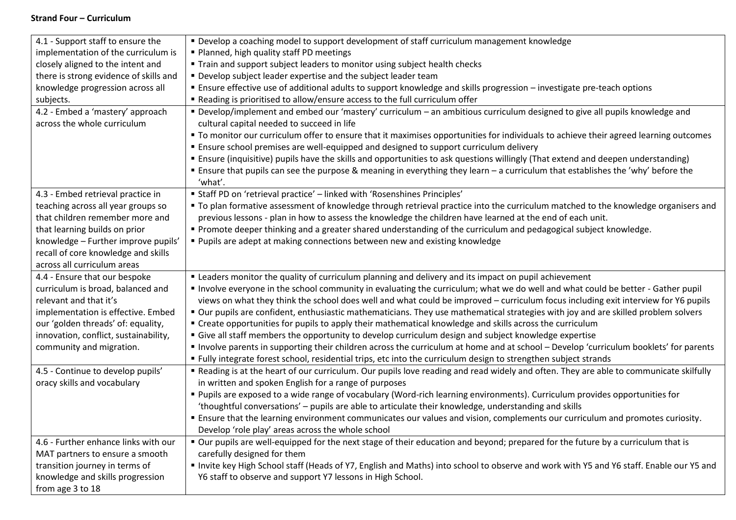**Strand Four – Curriculum**

| | |
|---|---|
| 4.1 - Support staff to ensure the implementation of the curriculum is closely aligned to the intent and there is strong evidence of skills and knowledge progression across all subjects. | ▪ Develop a coaching model to support development of staff curriculum management knowledge<br>▪ Planned, high quality staff PD meetings<br>▪ Train and support subject leaders to monitor using subject health checks<br>▪ Develop subject leader expertise and the subject leader team<br>▪ Ensure effective use of additional adults to support knowledge and skills progression – investigate pre-teach options<br>▪ Reading is prioritised to allow/ensure access to the full curriculum offer |
| 4.2 - Embed a 'mastery' approach across the whole curriculum | ▪ Develop/implement and embed our 'mastery' curriculum – an ambitious curriculum designed to give all pupils knowledge and cultural capital needed to succeed in life<br>▪ To monitor our curriculum offer to ensure that it maximises opportunities for individuals to achieve their agreed learning outcomes<br>▪ Ensure school premises are well-equipped and designed to support curriculum delivery<br>▪ Ensure (inquisitive) pupils have the skills and opportunities to ask questions willingly (That extend and deepen understanding)<br>▪ Ensure that pupils can see the purpose & meaning in everything they learn – a curriculum that establishes the 'why' before the 'what'. |
| 4.3 - Embed retrieval practice in teaching across all year groups so that children remember more and that learning builds on prior knowledge – Further improve pupils' recall of core knowledge and skills across all curriculum areas | ▪ Staff PD on 'retrieval practice' – linked with 'Rosenshines Principles'<br>▪ To plan formative assessment of knowledge through retrieval practice into the curriculum matched to the knowledge organisers and previous lessons - plan in how to assess the knowledge the children have learned at the end of each unit.<br>▪ Promote deeper thinking and a greater shared understanding of the curriculum and pedagogical subject knowledge.<br>▪ Pupils are adept at making connections between new and existing knowledge |
| 4.4 - Ensure that our bespoke curriculum is broad, balanced and relevant and that it's implementation is effective. Embed our 'golden threads' of: equality, innovation, conflict, sustainability, community and migration. | ▪ Leaders monitor the quality of curriculum planning and delivery and its impact on pupil achievement<br>▪ Involve everyone in the school community in evaluating the curriculum; what we do well and what could be better - Gather pupil views on what they think the school does well and what could be improved – curriculum focus including exit interview for Y6 pupils<br>▪ Our pupils are confident, enthusiastic mathematicians. They use mathematical strategies with joy and are skilled problem solvers<br>▪ Create opportunities for pupils to apply their mathematical knowledge and skills across the curriculum<br>▪ Give all staff members the opportunity to develop curriculum design and subject knowledge expertise<br>▪ Involve parents in supporting their children across the curriculum at home and at school – Develop 'curriculum booklets' for parents<br>▪ Fully integrate forest school, residential trips, etc into the curriculum design to strengthen subject strands |
| 4.5 - Continue to develop pupils' oracy skills and vocabulary | ▪ Reading is at the heart of our curriculum. Our pupils love reading and read widely and often. They are able to communicate skilfully in written and spoken English for a range of purposes<br>▪ Pupils are exposed to a wide range of vocabulary (Word-rich learning environments). Curriculum provides opportunities for 'thoughtful conversations' – pupils are able to articulate their knowledge, understanding and skills<br>▪ Ensure that the learning environment communicates our values and vision, complements our curriculum and promotes curiosity. Develop 'role play' areas across the whole school |
| 4.6 - Further enhance links with our MAT partners to ensure a smooth transition journey in terms of knowledge and skills progression from age 3 to 18 | ▪ Our pupils are well-equipped for the next stage of their education and beyond; prepared for the future by a curriculum that is carefully designed for them<br>▪ Invite key High School staff (Heads of Y7, English and Maths) into school to observe and work with Y5 and Y6 staff. Enable our Y5 and Y6 staff to observe and support Y7 lessons in High School. |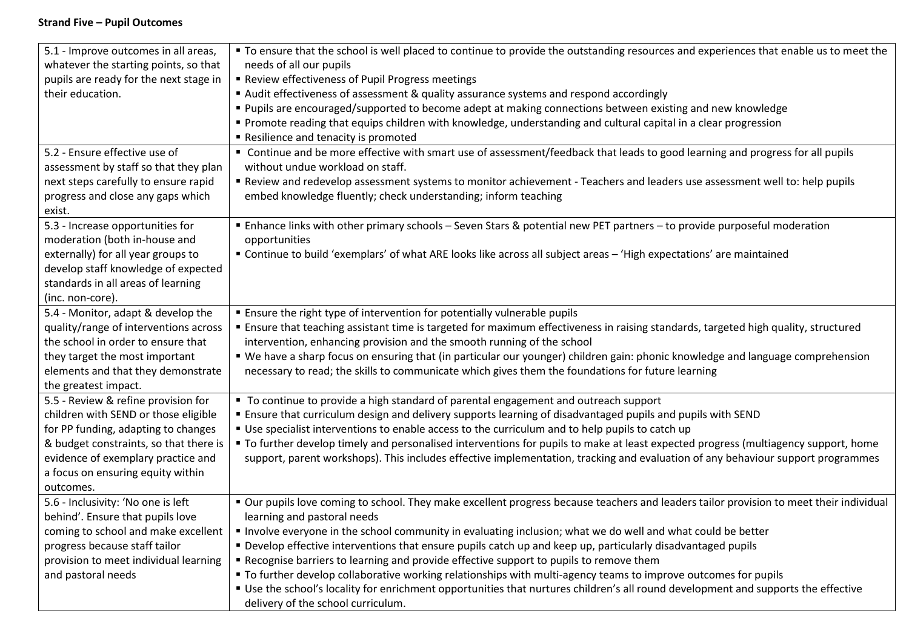**Strand Five – Pupil Outcomes**

| | |
|---|---|
| 5.1 - Improve outcomes in all areas, whatever the starting points, so that pupils are ready for the next stage in their education. | ▪ To ensure that the school is well placed to continue to provide the outstanding resources and experiences that enable us to meet the needs of all our pupils<br>▪ Review effectiveness of Pupil Progress meetings<br>▪ Audit effectiveness of assessment & quality assurance systems and respond accordingly<br>▪ Pupils are encouraged/supported to become adept at making connections between existing and new knowledge<br>▪ Promote reading that equips children with knowledge, understanding and cultural capital in a clear progression<br>▪ Resilience and tenacity is promoted |
| 5.2 - Ensure effective use of assessment by staff so that they plan next steps carefully to ensure rapid progress and close any gaps which exist. | ▪ Continue and be more effective with smart use of assessment/feedback that leads to good learning and progress for all pupils without undue workload on staff.<br>▪ Review and redevelop assessment systems to monitor achievement - Teachers and leaders use assessment well to: help pupils embed knowledge fluently; check understanding; inform teaching |
| 5.3 - Increase opportunities for moderation (both in-house and externally) for all year groups to develop staff knowledge of expected standards in all areas of learning (inc. non-core). | ▪ Enhance links with other primary schools – Seven Stars & potential new PET partners – to provide purposeful moderation opportunities<br>▪ Continue to build 'exemplars' of what ARE looks like across all subject areas – 'High expectations' are maintained |
| 5.4 - Monitor, adapt & develop the quality/range of interventions across the school in order to ensure that they target the most important elements and that they demonstrate the greatest impact. | ▪ Ensure the right type of intervention for potentially vulnerable pupils<br>▪ Ensure that teaching assistant time is targeted for maximum effectiveness in raising standards, targeted high quality, structured intervention, enhancing provision and the smooth running of the school<br>▪ We have a sharp focus on ensuring that (in particular our younger) children gain: phonic knowledge and language comprehension necessary to read; the skills to communicate which gives them the foundations for future learning |
| 5.5 - Review & refine provision for children with SEND or those eligible for PP funding, adapting to changes & budget constraints, so that there is evidence of exemplary practice and a focus on ensuring equity within outcomes. | ▪ To continue to provide a high standard of parental engagement and outreach support<br>▪ Ensure that curriculum design and delivery supports learning of disadvantaged pupils and pupils with SEND<br>▪ Use specialist interventions to enable access to the curriculum and to help pupils to catch up<br>▪ To further develop timely and personalised interventions for pupils to make at least expected progress (multiagency support, home support, parent workshops). This includes effective implementation, tracking and evaluation of any behaviour support programmes |
| 5.6 - Inclusivity: 'No one is left behind'. Ensure that pupils love coming to school and make excellent progress because staff tailor provision to meet individual learning and pastoral needs | ▪ Our pupils love coming to school. They make excellent progress because teachers and leaders tailor provision to meet their individual learning and pastoral needs<br>▪ Involve everyone in the school community in evaluating inclusion; what we do well and what could be better<br>▪ Develop effective interventions that ensure pupils catch up and keep up, particularly disadvantaged pupils<br>▪ Recognise barriers to learning and provide effective support to pupils to remove them<br>▪ To further develop collaborative working relationships with multi-agency teams to improve outcomes for pupils<br>▪ Use the school's locality for enrichment opportunities that nurtures children's all round development and supports the effective delivery of the school curriculum. |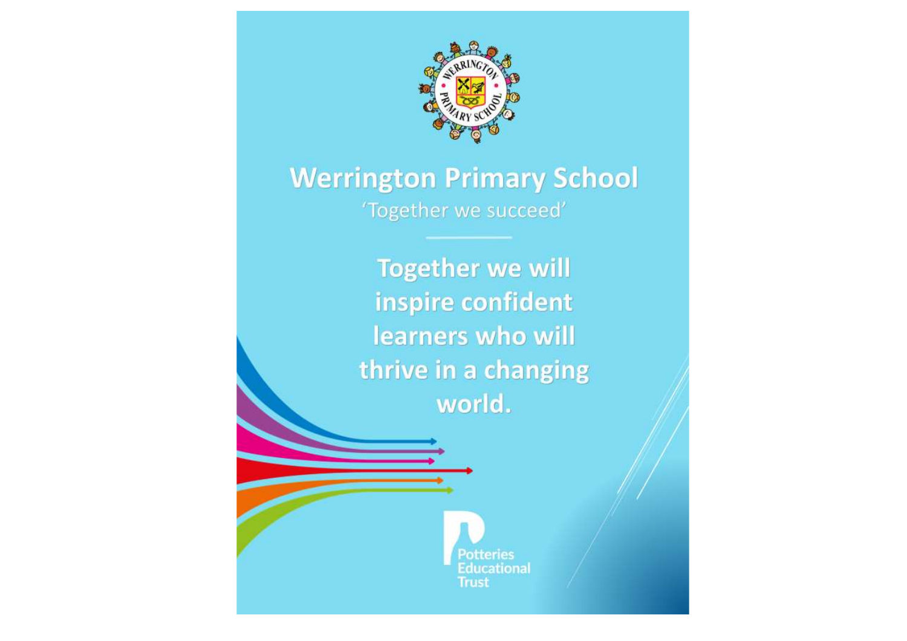# Werrington Primary School

'Together we succeed'

**Together we will inspire confident learners who will thrive in a changing world.**

Potteries Educational Trust